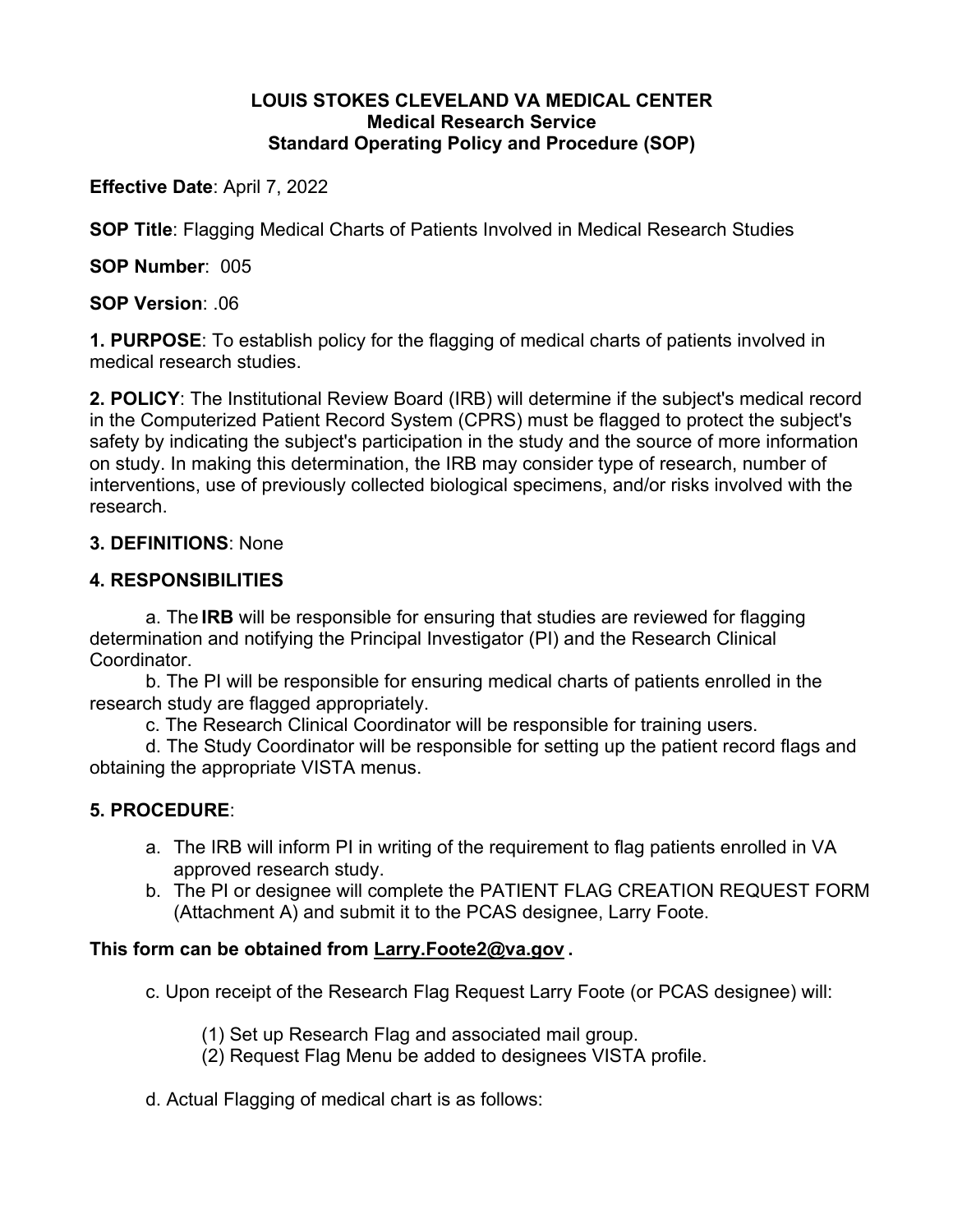**LOUIS STOKES CLEVELAND VA MEDICAL CENTER**
**Medical Research Service**
**Standard Operating Policy and Procedure (SOP)**

**Effective Date**: April 7, 2022

**SOP Title**: Flagging Medical Charts of Patients Involved in Medical Research Studies

**SOP Number**: 005

**SOP Version**: .06

**1. PURPOSE**: To establish policy for the flagging of medical charts of patients involved in medical research studies.

**2. POLICY**: The Institutional Review Board (IRB) will determine if the subject's medical record in the Computerized Patient Record System (CPRS) must be flagged to protect the subject's safety by indicating the subject's participation in the study and the source of more information on study. In making this determination, the IRB may consider type of research, number of interventions, use of previously collected biological specimens, and/or risks involved with the research.

**3. DEFINITIONS**: None

**4. RESPONSIBILITIES**

a. The **IRB** will be responsible for ensuring that studies are reviewed for flagging determination and notifying the Principal Investigator (PI) and the Research Clinical Coordinator.

b. The PI will be responsible for ensuring medical charts of patients enrolled in the research study are flagged appropriately.

c. The Research Clinical Coordinator will be responsible for training users.

d. The Study Coordinator will be responsible for setting up the patient record flags and obtaining the appropriate VISTA menus.

**5. PROCEDURE**:

a. The IRB will inform PI in writing of the requirement to flag patients enrolled in VA approved research study.

b. The PI or designee will complete the PATIENT FLAG CREATION REQUEST FORM (Attachment A) and submit it to the PCAS designee, Larry Foote.

**This form can be obtained from Larry.Foote2@va.gov .**

c. Upon receipt of the Research Flag Request Larry Foote (or PCAS designee) will:

(1) Set up Research Flag and associated mail group.
(2) Request Flag Menu be added to designees VISTA profile.

d. Actual Flagging of medical chart is as follows: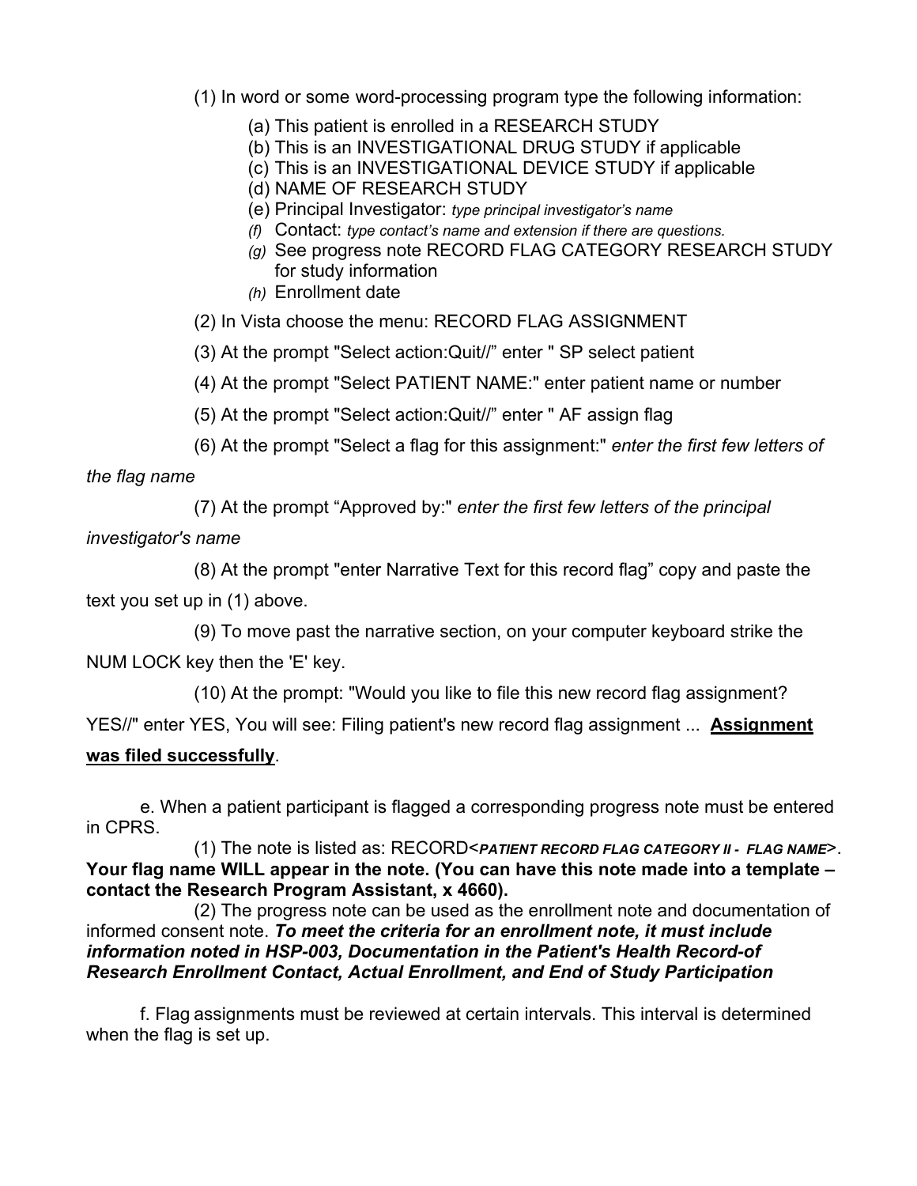(1) In word or some word-processing program type the following information:

(a) This patient is enrolled in a RESEARCH STUDY
(b) This is an INVESTIGATIONAL DRUG STUDY if applicable
(c) This is an INVESTIGATIONAL DEVICE STUDY if applicable
(d) NAME OF RESEARCH STUDY
(e) Principal Investigator: *type principal investigator's name*
*(f)* Contact: *type contact's name and extension if there are questions.*
*(g)* See progress note RECORD FLAG CATEGORY RESEARCH STUDY for study information
*(h)* Enrollment date

(2) In Vista choose the menu: RECORD FLAG ASSIGNMENT

(3) At the prompt "Select action:Quit//" enter " SP select patient

(4) At the prompt "Select PATIENT NAME:" enter patient name or number

(5) At the prompt "Select action:Quit//" enter " AF assign flag

(6) At the prompt "Select a flag for this assignment:" *enter the first few letters of the flag name*

(7) At the prompt "Approved by:" *enter the first few letters of the principal investigator's name*

(8) At the prompt "enter Narrative Text for this record flag" copy and paste the text you set up in (1) above.

(9) To move past the narrative section, on your computer keyboard strike the NUM LOCK key then the 'E' key.

(10) At the prompt: "Would you like to file this new record flag assignment? YES//" enter YES, You will see: Filing patient's new record flag assignment ... **<u>Assignment was filed successfully</u>**.

e. When a patient participant is flagged a corresponding progress note must be entered in CPRS.

(1) The note is listed as: RECORD<***PATIENT RECORD FLAG CATEGORY II - FLAG NAME***>. **Your flag name WILL appear in the note. (You can have this note made into a template – contact the Research Program Assistant, x 4660).**

(2) The progress note can be used as the enrollment note and documentation of informed consent note. ***To meet the criteria for an enrollment note, it must include information noted in HSP-003, Documentation in the Patient's Health Record-of Research Enrollment Contact, Actual Enrollment, and End of Study Participation***

f. Flag assignments must be reviewed at certain intervals. This interval is determined when the flag is set up.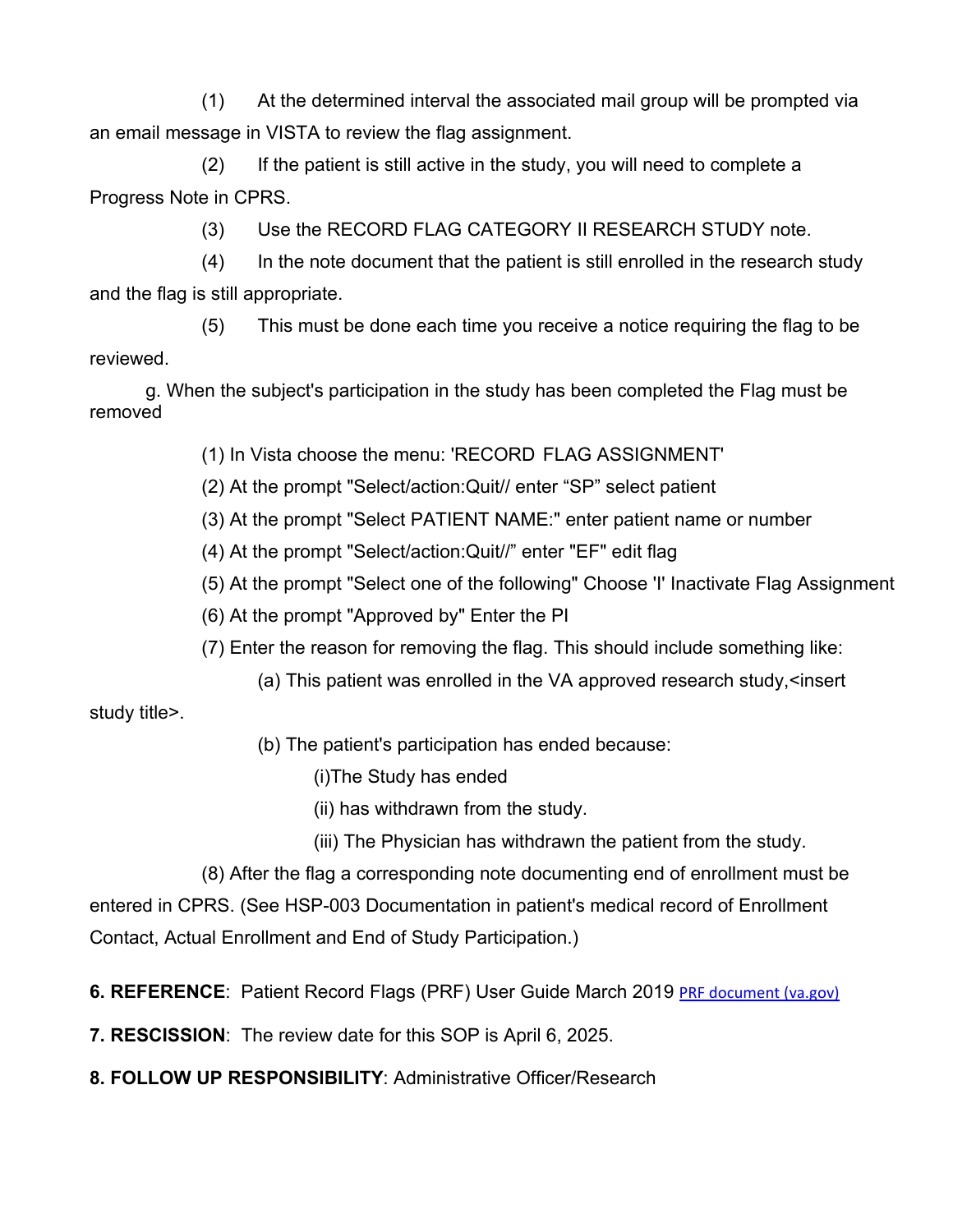(1) At the determined interval the associated mail group will be prompted via an email message in VISTA to review the flag assignment.

(2) If the patient is still active in the study, you will need to complete a Progress Note in CPRS.

(3) Use the RECORD FLAG CATEGORY II RESEARCH STUDY note.

(4) In the note document that the patient is still enrolled in the research study and the flag is still appropriate.

(5) This must be done each time you receive a notice requiring the flag to be reviewed.

g. When the subject's participation in the study has been completed the Flag must be removed

(1) In Vista choose the menu: 'RECORD FLAG ASSIGNMENT'

(2) At the prompt "Select/action:Quit// enter “SP” select patient

(3) At the prompt "Select PATIENT NAME:" enter patient name or number

(4) At the prompt "Select/action:Quit//” enter "EF" edit flag

(5) At the prompt "Select one of the following" Choose 'I' Inactivate Flag Assignment

(6) At the prompt "Approved by" Enter the PI

(7) Enter the reason for removing the flag. This should include something like:

(a) This patient was enrolled in the VA approved research study,<insert study title>.

(b) The patient's participation has ended because:

(i)The Study has ended

(ii) has withdrawn from the study.

(iii) The Physician has withdrawn the patient from the study.

(8) After the flag a corresponding note documenting end of enrollment must be entered in CPRS. (See HSP-003 Documentation in patient's medical record of Enrollment Contact, Actual Enrollment and End of Study Participation.)

**6. REFERENCE**: Patient Record Flags (PRF) User Guide March 2019 PRF document (va.gov)

**7. RESCISSION**: The review date for this SOP is April 6, 2025.

**8. FOLLOW UP RESPONSIBILITY**: Administrative Officer/Research